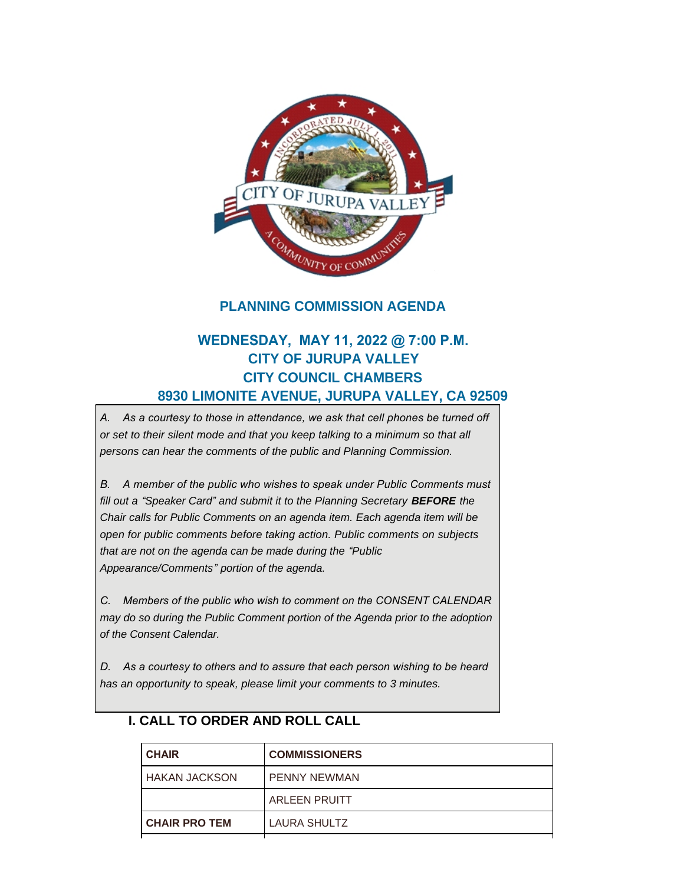# PLANNING COMMISSION AGENDA

## WEDNESDAY, MAY 11, 2022 @ 7:00 P.M.
## CITY OF JURUPA VALLEY
## CITY COUNCIL CHAMBERS
## 8930 LIMONITE AVENUE, JURUPA VALLEY, CA 92509

*A. As a courtesy to those in attendance, we ask that cell phones be turned off or set to their silent mode and that you keep talking to a minimum so that all persons can hear the comments of the public and Planning Commission.*

*B. A member of the public who wishes to speak under Public Comments must fill out a "Speaker Card" and submit it to the Planning Secretary* ***BEFORE*** *the Chair calls for Public Comments on an agenda item. Each agenda item will be open for public comments before taking action. Public comments on subjects that are not on the agenda can be made during the "Public Appearance/Comments" portion of the agenda.*

*C. Members of the public who wish to comment on the CONSENT CALENDAR may do so during the Public Comment portion of the Agenda prior to the adoption of the Consent Calendar.*

*D. As a courtesy to others and to assure that each person wishing to be heard has an opportunity to speak, please limit your comments to 3 minutes.*

## I. CALL TO ORDER AND ROLL CALL

| CHAIR | COMMISSIONERS |
|---|---|
| HAKAN JACKSON | PENNY NEWMAN |
| | ARLEEN PRUITT |
| **CHAIR PRO TEM** | LAURA SHULTZ |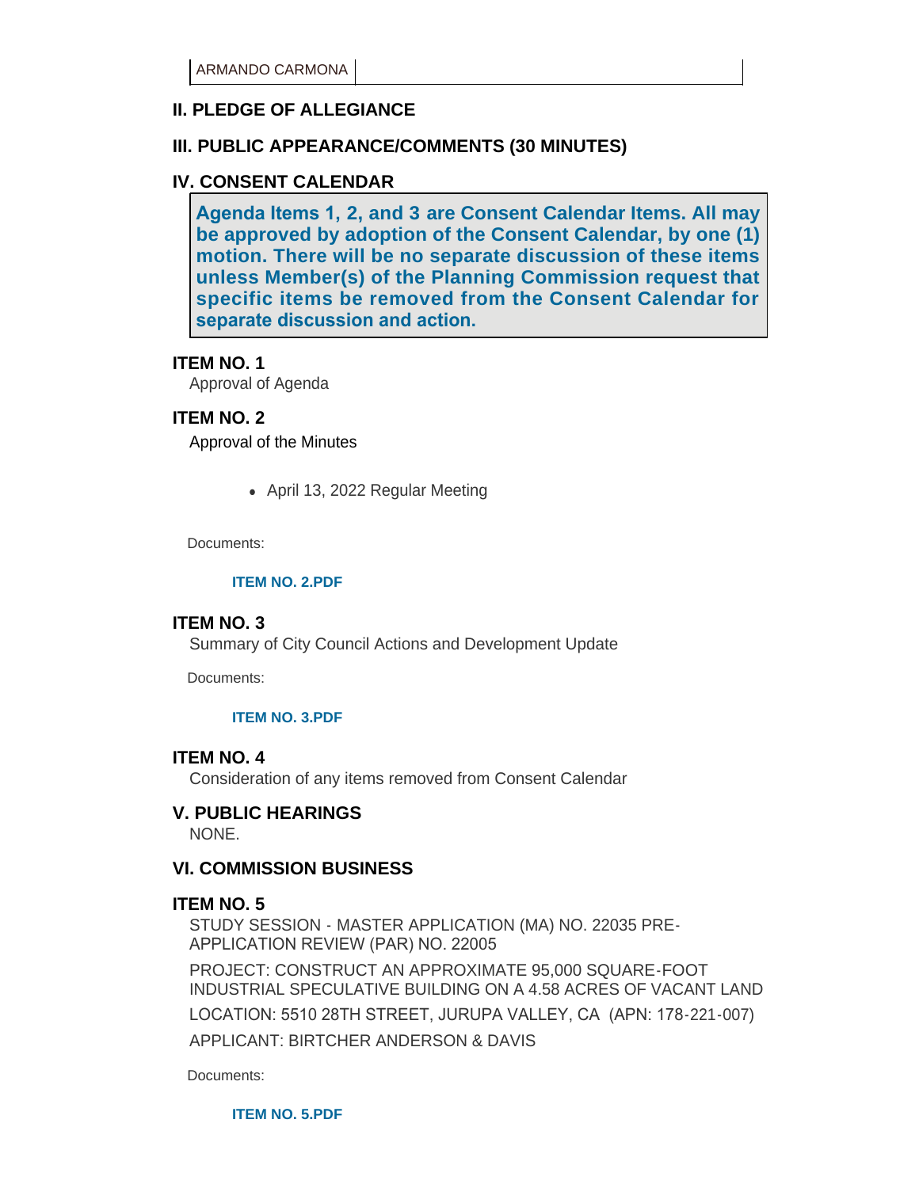| ARMANDO CARMONA | |
|---|---|

## II. PLEDGE OF ALLEGIANCE

## III. PUBLIC APPEARANCE/COMMENTS (30 MINUTES)

## IV. CONSENT CALENDAR

**Agenda Items 1, 2, and 3 are Consent Calendar Items. All may be approved by adoption of the Consent Calendar, by one (1) motion. There will be no separate discussion of these items unless Member(s) of the Planning Commission request that specific items be removed from the Consent Calendar for separate discussion and action.**

### ITEM NO. 1

Approval of Agenda

### ITEM NO. 2

Approval of the Minutes

- April 13, 2022 Regular Meeting

Documents:

**ITEM NO. 2.PDF**

### ITEM NO. 3

Summary of City Council Actions and Development Update

Documents:

**ITEM NO. 3.PDF**

### ITEM NO. 4

Consideration of any items removed from Consent Calendar

## V. PUBLIC HEARINGS

NONE.

## VI. COMMISSION BUSINESS

### ITEM NO. 5

STUDY SESSION - MASTER APPLICATION (MA) NO. 22035 PRE-APPLICATION REVIEW (PAR) NO. 22005

PROJECT: CONSTRUCT AN APPROXIMATE 95,000 SQUARE-FOOT INDUSTRIAL SPECULATIVE BUILDING ON A 4.58 ACRES OF VACANT LAND

LOCATION: 5510 28TH STREET, JURUPA VALLEY, CA (APN: 178-221-007)

APPLICANT: BIRTCHER ANDERSON & DAVIS

Documents:

**ITEM NO. 5.PDF**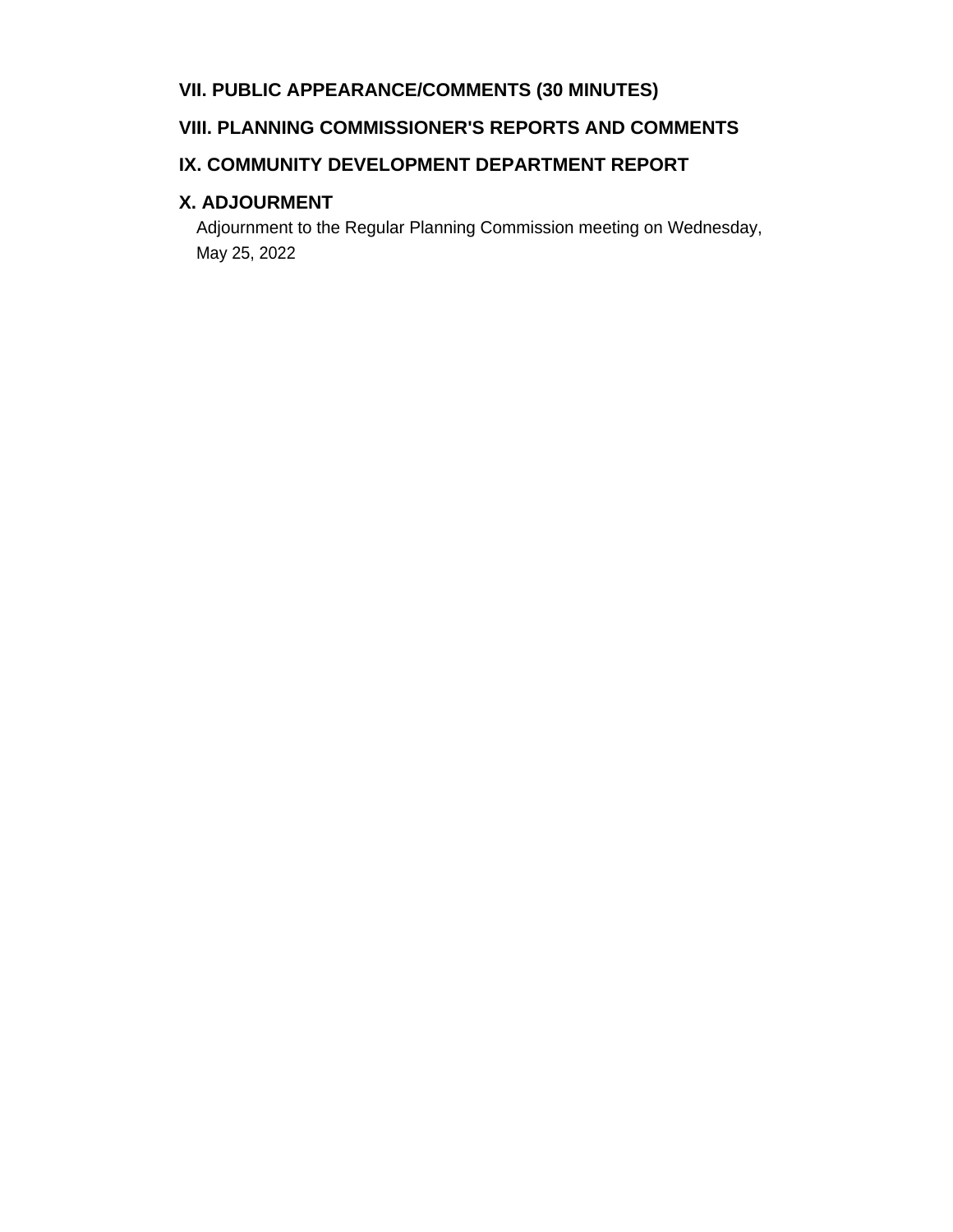## VII. PUBLIC APPEARANCE/COMMENTS (30 MINUTES)

## VIII. PLANNING COMMISSIONER'S REPORTS AND COMMENTS

## IX. COMMUNITY DEVELOPMENT DEPARTMENT REPORT

## X. ADJOURMENT

Adjournment to the Regular Planning Commission meeting on Wednesday, May 25, 2022